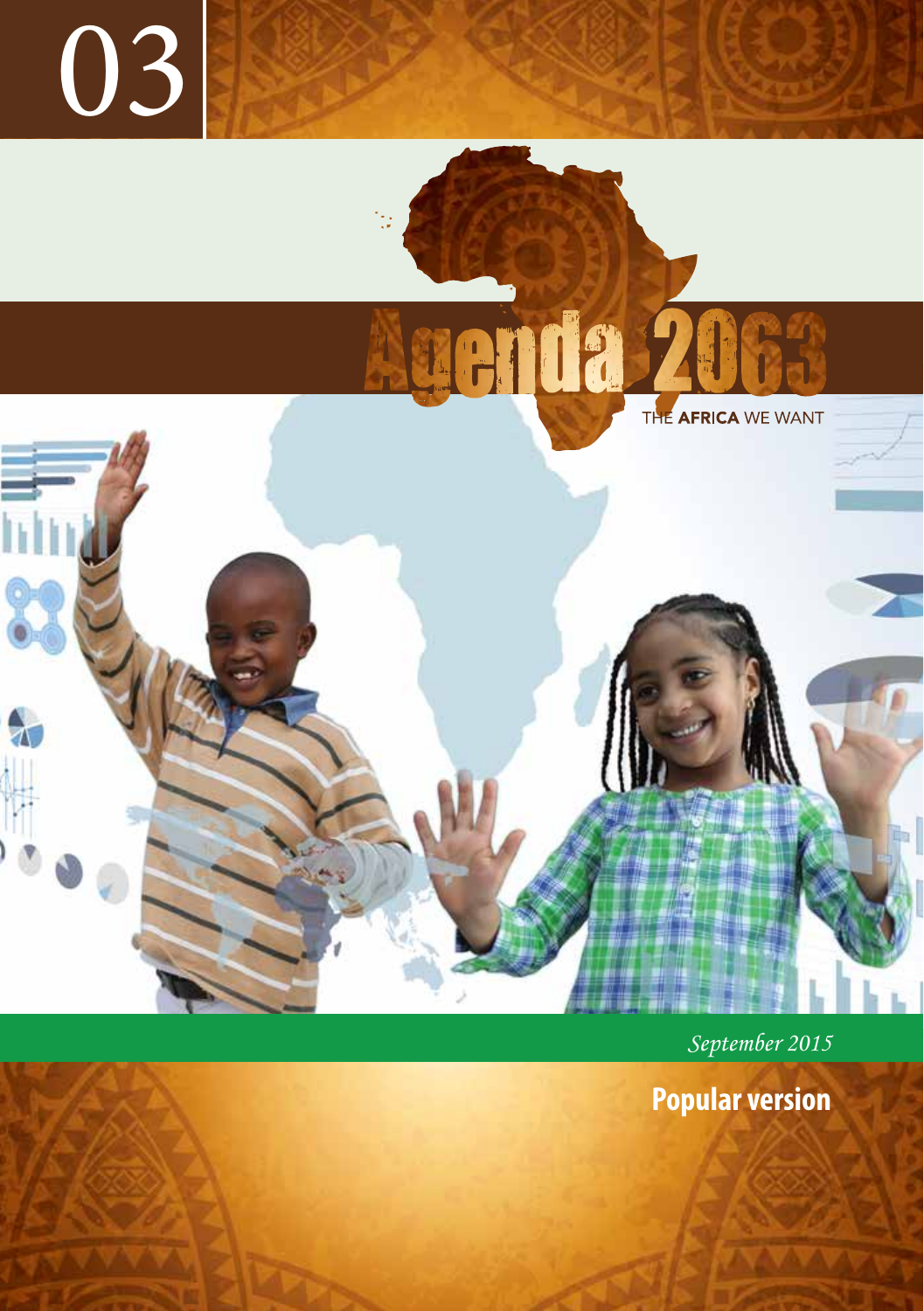03

# Agenda 2063

THE **AFRICA** WE WANT

*September 2015*

**Popular version**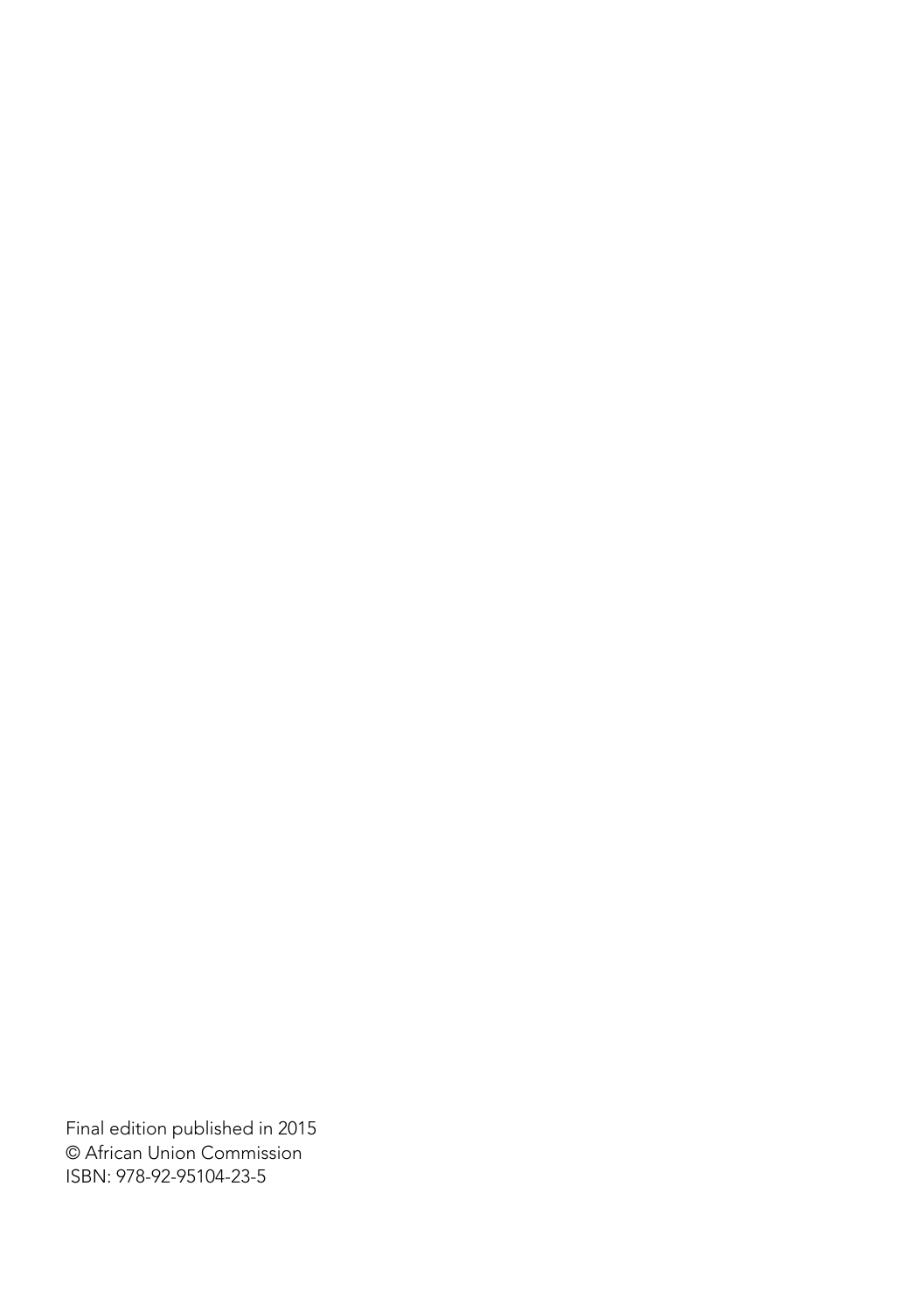Final edition published in 2015
© African Union Commission
ISBN: 978-92-95104-23-5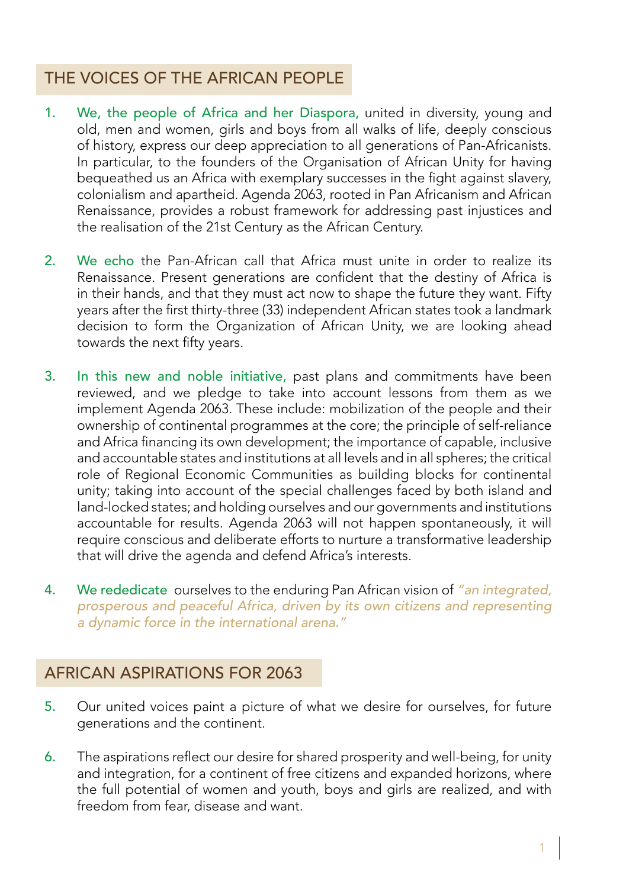## THE VOICES OF THE AFRICAN PEOPLE

1. We, the people of Africa and her Diaspora, united in diversity, young and old, men and women, girls and boys from all walks of life, deeply conscious of history, express our deep appreciation to all generations of Pan-Africanists. In particular, to the founders of the Organisation of African Unity for having bequeathed us an Africa with exemplary successes in the fight against slavery, colonialism and apartheid. Agenda 2063, rooted in Pan Africanism and African Renaissance, provides a robust framework for addressing past injustices and the realisation of the 21st Century as the African Century.

2. We echo the Pan-African call that Africa must unite in order to realize its Renaissance. Present generations are confident that the destiny of Africa is in their hands, and that they must act now to shape the future they want. Fifty years after the first thirty-three (33) independent African states took a landmark decision to form the Organization of African Unity, we are looking ahead towards the next fifty years.

3. In this new and noble initiative, past plans and commitments have been reviewed, and we pledge to take into account lessons from them as we implement Agenda 2063. These include: mobilization of the people and their ownership of continental programmes at the core; the principle of self-reliance and Africa financing its own development; the importance of capable, inclusive and accountable states and institutions at all levels and in all spheres; the critical role of Regional Economic Communities as building blocks for continental unity; taking into account of the special challenges faced by both island and land-locked states; and holding ourselves and our governments and institutions accountable for results. Agenda 2063 will not happen spontaneously, it will require conscious and deliberate efforts to nurture a transformative leadership that will drive the agenda and defend Africa's interests.

4. We rededicate ourselves to the enduring Pan African vision of *"an integrated, prosperous and peaceful Africa, driven by its own citizens and representing a dynamic force in the international arena."*

## AFRICAN ASPIRATIONS FOR 2063

5. Our united voices paint a picture of what we desire for ourselves, for future generations and the continent.

6. The aspirations reflect our desire for shared prosperity and well-being, for unity and integration, for a continent of free citizens and expanded horizons, where the full potential of women and youth, boys and girls are realized, and with freedom from fear, disease and want.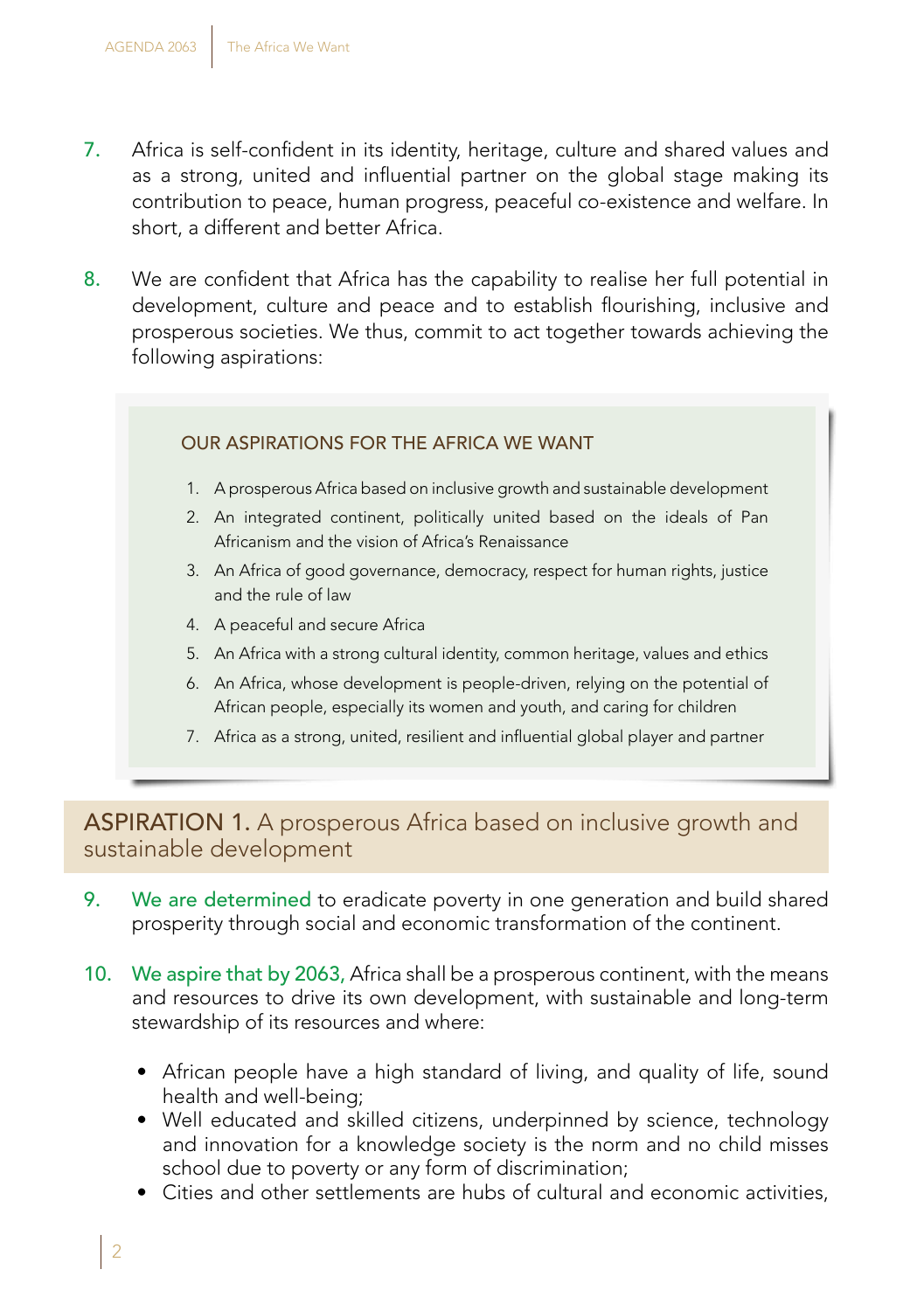7. Africa is self-confident in its identity, heritage, culture and shared values and as a strong, united and influential partner on the global stage making its contribution to peace, human progress, peaceful co-existence and welfare. In short, a different and better Africa.

8. We are confident that Africa has the capability to realise her full potential in development, culture and peace and to establish flourishing, inclusive and prosperous societies. We thus, commit to act together towards achieving the following aspirations:

> **OUR ASPIRATIONS FOR THE AFRICA WE WANT**
>
> 1. A prosperous Africa based on inclusive growth and sustainable development
> 2. An integrated continent, politically united based on the ideals of Pan Africanism and the vision of Africa's Renaissance
> 3. An Africa of good governance, democracy, respect for human rights, justice and the rule of law
> 4. A peaceful and secure Africa
> 5. An Africa with a strong cultural identity, common heritage, values and ethics
> 6. An Africa, whose development is people-driven, relying on the potential of African people, especially its women and youth, and caring for children
> 7. Africa as a strong, united, resilient and influential global player and partner

## ASPIRATION 1. A prosperous Africa based on inclusive growth and sustainable development

9. **We are determined** to eradicate poverty in one generation and build shared prosperity through social and economic transformation of the continent.

10. **We aspire that by 2063,** Africa shall be a prosperous continent, with the means and resources to drive its own development, with sustainable and long-term stewardship of its resources and where:

    - African people have a high standard of living, and quality of life, sound health and well-being;
    - Well educated and skilled citizens, underpinned by science, technology and innovation for a knowledge society is the norm and no child misses school due to poverty or any form of discrimination;
    - Cities and other settlements are hubs of cultural and economic activities,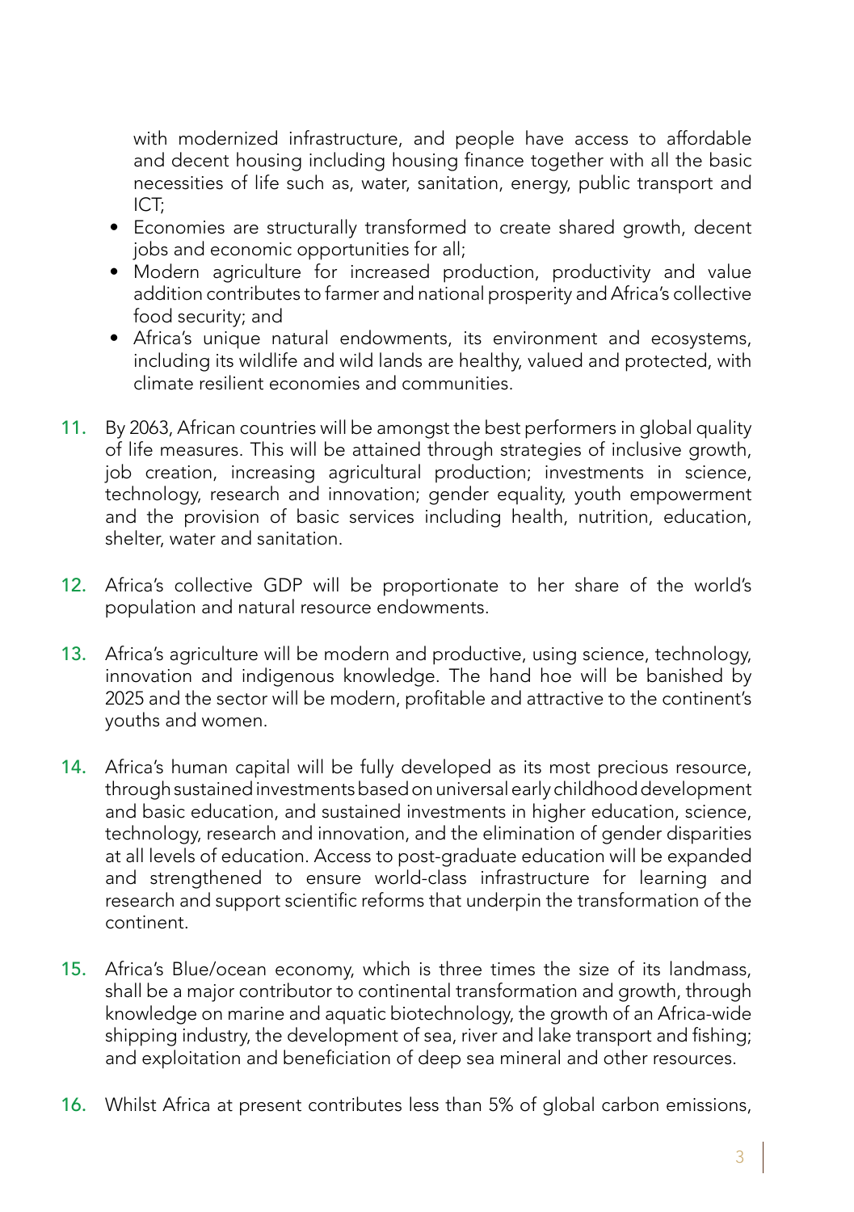with modernized infrastructure, and people have access to affordable and decent housing including housing finance together with all the basic necessities of life such as, water, sanitation, energy, public transport and ICT;

- Economies are structurally transformed to create shared growth, decent jobs and economic opportunities for all;
- Modern agriculture for increased production, productivity and value addition contributes to farmer and national prosperity and Africa's collective food security; and
- Africa's unique natural endowments, its environment and ecosystems, including its wildlife and wild lands are healthy, valued and protected, with climate resilient economies and communities.

11. By 2063, African countries will be amongst the best performers in global quality of life measures. This will be attained through strategies of inclusive growth, job creation, increasing agricultural production; investments in science, technology, research and innovation; gender equality, youth empowerment and the provision of basic services including health, nutrition, education, shelter, water and sanitation.

12. Africa's collective GDP will be proportionate to her share of the world's population and natural resource endowments.

13. Africa's agriculture will be modern and productive, using science, technology, innovation and indigenous knowledge. The hand hoe will be banished by 2025 and the sector will be modern, profitable and attractive to the continent's youths and women.

14. Africa's human capital will be fully developed as its most precious resource, through sustained investments based on universal early childhood development and basic education, and sustained investments in higher education, science, technology, research and innovation, and the elimination of gender disparities at all levels of education. Access to post-graduate education will be expanded and strengthened to ensure world-class infrastructure for learning and research and support scientific reforms that underpin the transformation of the continent.

15. Africa's Blue/ocean economy, which is three times the size of its landmass, shall be a major contributor to continental transformation and growth, through knowledge on marine and aquatic biotechnology, the growth of an Africa-wide shipping industry, the development of sea, river and lake transport and fishing; and exploitation and beneficiation of deep sea mineral and other resources.

16. Whilst Africa at present contributes less than 5% of global carbon emissions,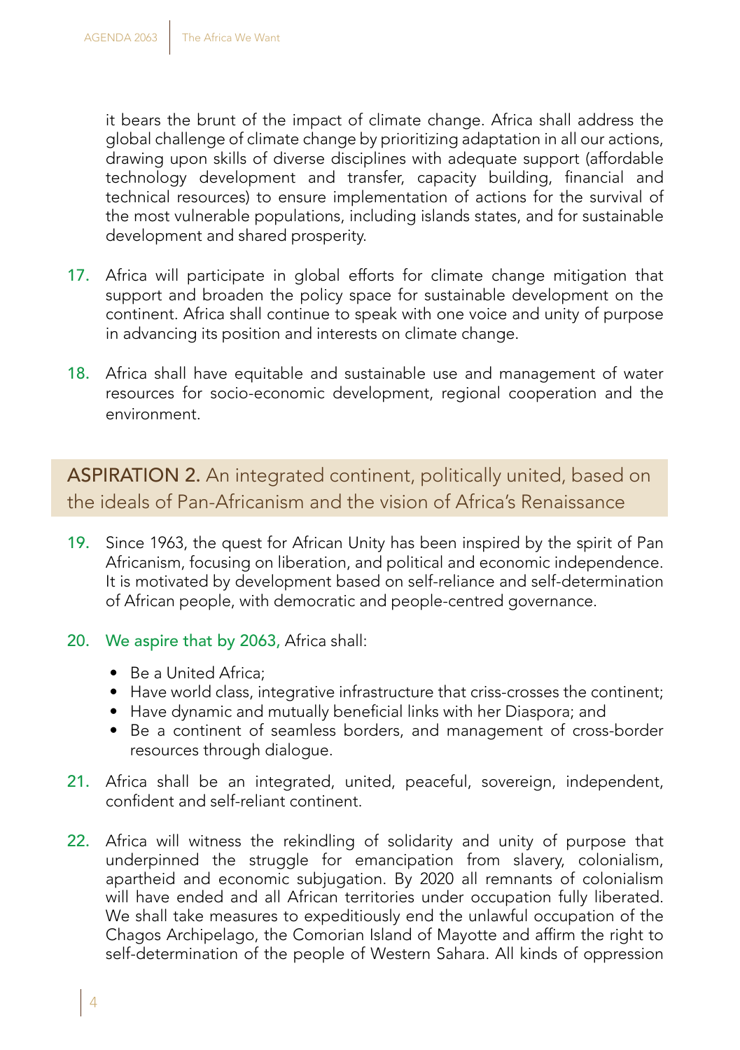it bears the brunt of the impact of climate change. Africa shall address the global challenge of climate change by prioritizing adaptation in all our actions, drawing upon skills of diverse disciplines with adequate support (affordable technology development and transfer, capacity building, financial and technical resources) to ensure implementation of actions for the survival of the most vulnerable populations, including islands states, and for sustainable development and shared prosperity.

17. Africa will participate in global efforts for climate change mitigation that support and broaden the policy space for sustainable development on the continent. Africa shall continue to speak with one voice and unity of purpose in advancing its position and interests on climate change.

18. Africa shall have equitable and sustainable use and management of water resources for socio-economic development, regional cooperation and the environment.

## ASPIRATION 2. An integrated continent, politically united, based on the ideals of Pan-Africanism and the vision of Africa's Renaissance

19. Since 1963, the quest for African Unity has been inspired by the spirit of Pan Africanism, focusing on liberation, and political and economic independence. It is motivated by development based on self-reliance and self-determination of African people, with democratic and people-centred governance.

20. We aspire that by 2063, Africa shall:

    - Be a United Africa;
    - Have world class, integrative infrastructure that criss-crosses the continent;
    - Have dynamic and mutually beneficial links with her Diaspora; and
    - Be a continent of seamless borders, and management of cross-border resources through dialogue.

21. Africa shall be an integrated, united, peaceful, sovereign, independent, confident and self-reliant continent.

22. Africa will witness the rekindling of solidarity and unity of purpose that underpinned the struggle for emancipation from slavery, colonialism, apartheid and economic subjugation. By 2020 all remnants of colonialism will have ended and all African territories under occupation fully liberated. We shall take measures to expeditiously end the unlawful occupation of the Chagos Archipelago, the Comorian Island of Mayotte and affirm the right to self-determination of the people of Western Sahara. All kinds of oppression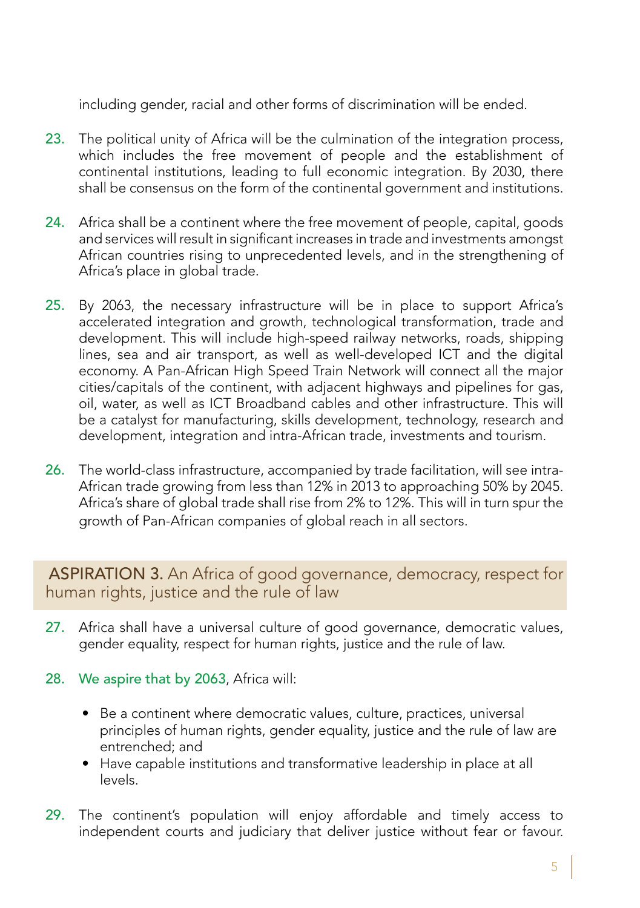including gender, racial and other forms of discrimination will be ended.

23. The political unity of Africa will be the culmination of the integration process, which includes the free movement of people and the establishment of continental institutions, leading to full economic integration. By 2030, there shall be consensus on the form of the continental government and institutions.

24. Africa shall be a continent where the free movement of people, capital, goods and services will result in significant increases in trade and investments amongst African countries rising to unprecedented levels, and in the strengthening of Africa's place in global trade.

25. By 2063, the necessary infrastructure will be in place to support Africa's accelerated integration and growth, technological transformation, trade and development. This will include high-speed railway networks, roads, shipping lines, sea and air transport, as well as well-developed ICT and the digital economy. A Pan-African High Speed Train Network will connect all the major cities/capitals of the continent, with adjacent highways and pipelines for gas, oil, water, as well as ICT Broadband cables and other infrastructure. This will be a catalyst for manufacturing, skills development, technology, research and development, integration and intra-African trade, investments and tourism.

26. The world-class infrastructure, accompanied by trade facilitation, will see intra-African trade growing from less than 12% in 2013 to approaching 50% by 2045. Africa's share of global trade shall rise from 2% to 12%. This will in turn spur the growth of Pan-African companies of global reach in all sectors.

## ASPIRATION 3. An Africa of good governance, democracy, respect for human rights, justice and the rule of law

27. Africa shall have a universal culture of good governance, democratic values, gender equality, respect for human rights, justice and the rule of law.

28. We aspire that by 2063, Africa will:

    - Be a continent where democratic values, culture, practices, universal principles of human rights, gender equality, justice and the rule of law are entrenched; and
    - Have capable institutions and transformative leadership in place at all levels.

29. The continent's population will enjoy affordable and timely access to independent courts and judiciary that deliver justice without fear or favour.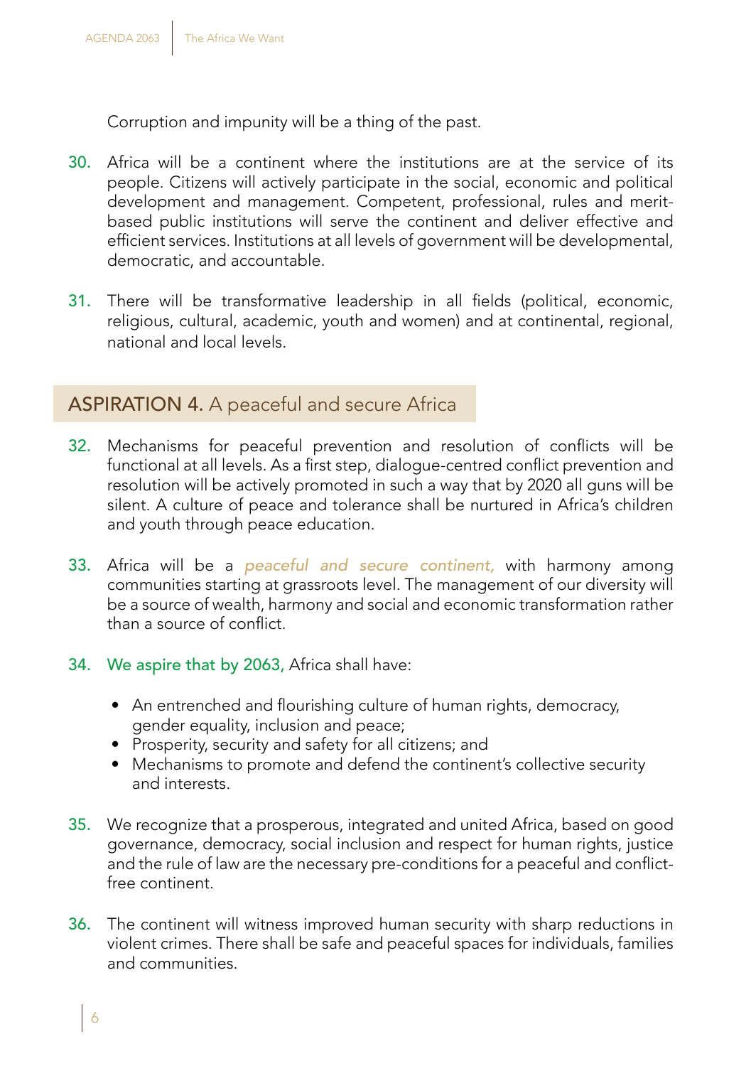Corruption and impunity will be a thing of the past.

30. Africa will be a continent where the institutions are at the service of its people. Citizens will actively participate in the social, economic and political development and management. Competent, professional, rules and merit-based public institutions will serve the continent and deliver effective and efficient services. Institutions at all levels of government will be developmental, democratic, and accountable.

31. There will be transformative leadership in all fields (political, economic, religious, cultural, academic, youth and women) and at continental, regional, national and local levels.

## ASPIRATION 4. A peaceful and secure Africa

32. Mechanisms for peaceful prevention and resolution of conflicts will be functional at all levels. As a first step, dialogue-centred conflict prevention and resolution will be actively promoted in such a way that by 2020 all guns will be silent. A culture of peace and tolerance shall be nurtured in Africa's children and youth through peace education.

33. Africa will be a *peaceful and secure continent,* with harmony among communities starting at grassroots level. The management of our diversity will be a source of wealth, harmony and social and economic transformation rather than a source of conflict.

34. We aspire that by 2063, Africa shall have:

    - An entrenched and flourishing culture of human rights, democracy, gender equality, inclusion and peace;
    - Prosperity, security and safety for all citizens; and
    - Mechanisms to promote and defend the continent's collective security and interests.

35. We recognize that a prosperous, integrated and united Africa, based on good governance, democracy, social inclusion and respect for human rights, justice and the rule of law are the necessary pre-conditions for a peaceful and conflict-free continent.

36. The continent will witness improved human security with sharp reductions in violent crimes. There shall be safe and peaceful spaces for individuals, families and communities.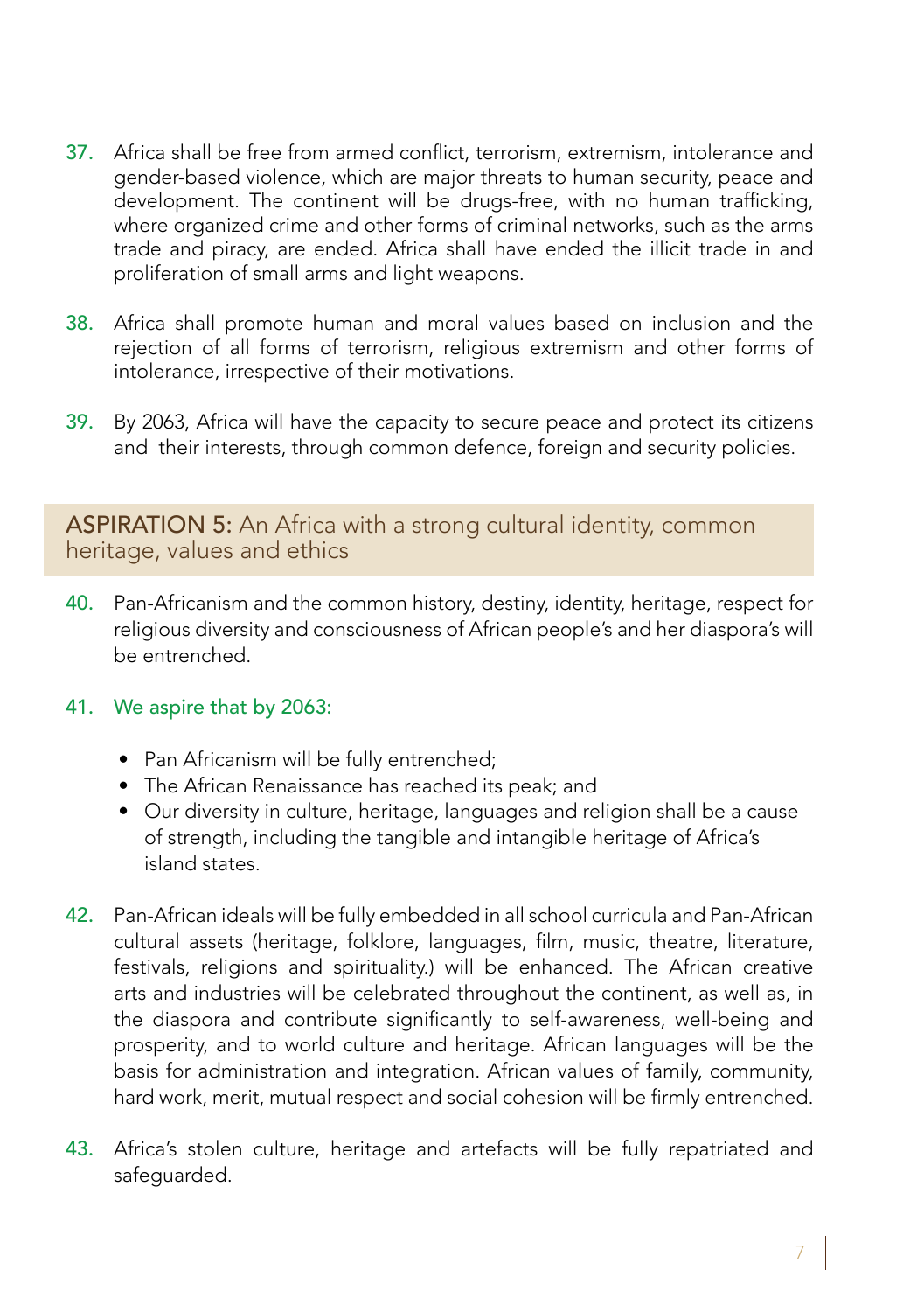37. Africa shall be free from armed conflict, terrorism, extremism, intolerance and gender-based violence, which are major threats to human security, peace and development. The continent will be drugs-free, with no human trafficking, where organized crime and other forms of criminal networks, such as the arms trade and piracy, are ended. Africa shall have ended the illicit trade in and proliferation of small arms and light weapons.

38. Africa shall promote human and moral values based on inclusion and the rejection of all forms of terrorism, religious extremism and other forms of intolerance, irrespective of their motivations.

39. By 2063, Africa will have the capacity to secure peace and protect its citizens and their interests, through common defence, foreign and security policies.

## ASPIRATION 5: An Africa with a strong cultural identity, common heritage, values and ethics

40. Pan-Africanism and the common history, destiny, identity, heritage, respect for religious diversity and consciousness of African people's and her diaspora's will be entrenched.

41. We aspire that by 2063:

    - Pan Africanism will be fully entrenched;
    - The African Renaissance has reached its peak; and
    - Our diversity in culture, heritage, languages and religion shall be a cause of strength, including the tangible and intangible heritage of Africa's island states.

42. Pan-African ideals will be fully embedded in all school curricula and Pan-African cultural assets (heritage, folklore, languages, film, music, theatre, literature, festivals, religions and spirituality.) will be enhanced. The African creative arts and industries will be celebrated throughout the continent, as well as, in the diaspora and contribute significantly to self-awareness, well-being and prosperity, and to world culture and heritage. African languages will be the basis for administration and integration. African values of family, community, hard work, merit, mutual respect and social cohesion will be firmly entrenched.

43. Africa's stolen culture, heritage and artefacts will be fully repatriated and safeguarded.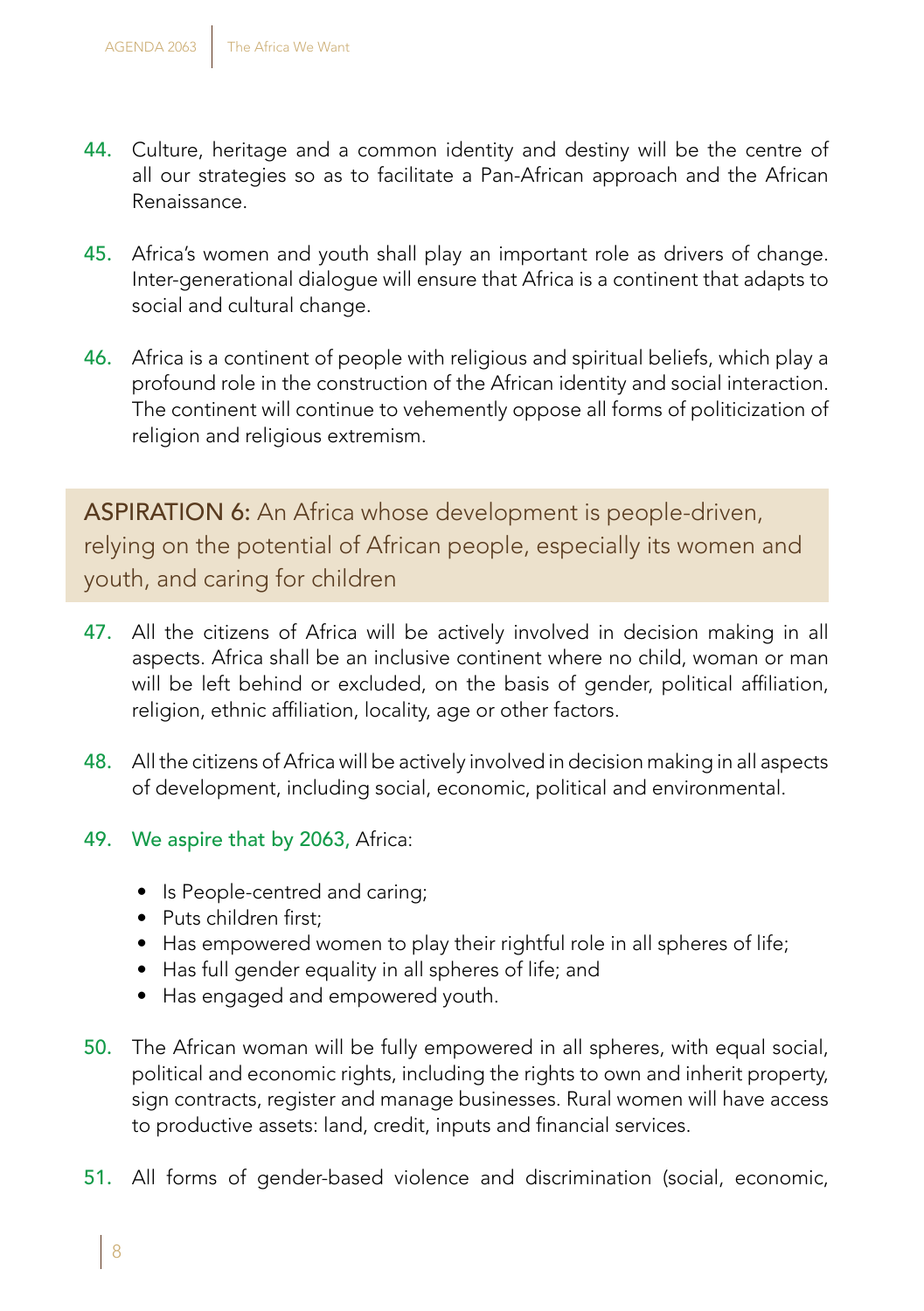44. Culture, heritage and a common identity and destiny will be the centre of all our strategies so as to facilitate a Pan-African approach and the African Renaissance.

45. Africa's women and youth shall play an important role as drivers of change. Inter-generational dialogue will ensure that Africa is a continent that adapts to social and cultural change.

46. Africa is a continent of people with religious and spiritual beliefs, which play a profound role in the construction of the African identity and social interaction. The continent will continue to vehemently oppose all forms of politicization of religion and religious extremism.

## ASPIRATION 6: An Africa whose development is people-driven, relying on the potential of African people, especially its women and youth, and caring for children

47. All the citizens of Africa will be actively involved in decision making in all aspects. Africa shall be an inclusive continent where no child, woman or man will be left behind or excluded, on the basis of gender, political affiliation, religion, ethnic affiliation, locality, age or other factors.

48. All the citizens of Africa will be actively involved in decision making in all aspects of development, including social, economic, political and environmental.

49. We aspire that by 2063, Africa:

    - Is People-centred and caring;
    - Puts children first;
    - Has empowered women to play their rightful role in all spheres of life;
    - Has full gender equality in all spheres of life; and
    - Has engaged and empowered youth.

50. The African woman will be fully empowered in all spheres, with equal social, political and economic rights, including the rights to own and inherit property, sign contracts, register and manage businesses. Rural women will have access to productive assets: land, credit, inputs and financial services.

51. All forms of gender-based violence and discrimination (social, economic,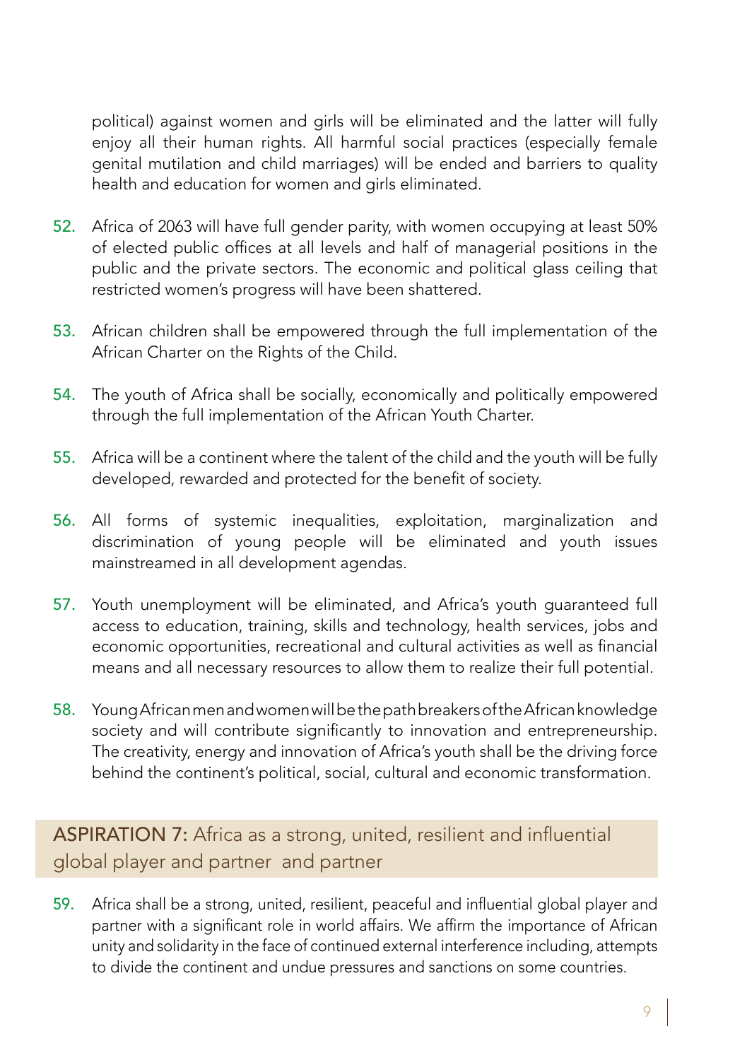political) against women and girls will be eliminated and the latter will fully enjoy all their human rights. All harmful social practices (especially female genital mutilation and child marriages) will be ended and barriers to quality health and education for women and girls eliminated.

52. Africa of 2063 will have full gender parity, with women occupying at least 50% of elected public offices at all levels and half of managerial positions in the public and the private sectors. The economic and political glass ceiling that restricted women's progress will have been shattered.

53. African children shall be empowered through the full implementation of the African Charter on the Rights of the Child.

54. The youth of Africa shall be socially, economically and politically empowered through the full implementation of the African Youth Charter.

55. Africa will be a continent where the talent of the child and the youth will be fully developed, rewarded and protected for the benefit of society.

56. All forms of systemic inequalities, exploitation, marginalization and discrimination of young people will be eliminated and youth issues mainstreamed in all development agendas.

57. Youth unemployment will be eliminated, and Africa's youth guaranteed full access to education, training, skills and technology, health services, jobs and economic opportunities, recreational and cultural activities as well as financial means and all necessary resources to allow them to realize their full potential.

58. Young African men and women will be the path breakers of the African knowledge society and will contribute significantly to innovation and entrepreneurship. The creativity, energy and innovation of Africa's youth shall be the driving force behind the continent's political, social, cultural and economic transformation.

## ASPIRATION 7: Africa as a strong, united, resilient and influential global player and partner and partner

59. Africa shall be a strong, united, resilient, peaceful and influential global player and partner with a significant role in world affairs. We affirm the importance of African unity and solidarity in the face of continued external interference including, attempts to divide the continent and undue pressures and sanctions on some countries.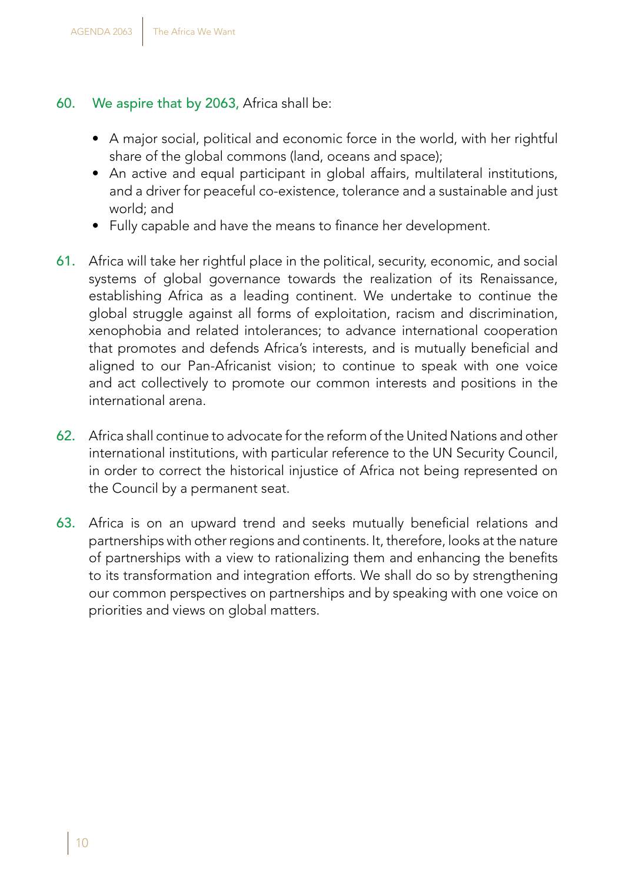60. We aspire that by 2063, Africa shall be:

- A major social, political and economic force in the world, with her rightful share of the global commons (land, oceans and space);
- An active and equal participant in global affairs, multilateral institutions, and a driver for peaceful co-existence, tolerance and a sustainable and just world; and
- Fully capable and have the means to finance her development.

61. Africa will take her rightful place in the political, security, economic, and social systems of global governance towards the realization of its Renaissance, establishing Africa as a leading continent. We undertake to continue the global struggle against all forms of exploitation, racism and discrimination, xenophobia and related intolerances; to advance international cooperation that promotes and defends Africa's interests, and is mutually beneficial and aligned to our Pan-Africanist vision; to continue to speak with one voice and act collectively to promote our common interests and positions in the international arena.

62. Africa shall continue to advocate for the reform of the United Nations and other international institutions, with particular reference to the UN Security Council, in order to correct the historical injustice of Africa not being represented on the Council by a permanent seat.

63. Africa is on an upward trend and seeks mutually beneficial relations and partnerships with other regions and continents. It, therefore, looks at the nature of partnerships with a view to rationalizing them and enhancing the benefits to its transformation and integration efforts. We shall do so by strengthening our common perspectives on partnerships and by speaking with one voice on priorities and views on global matters.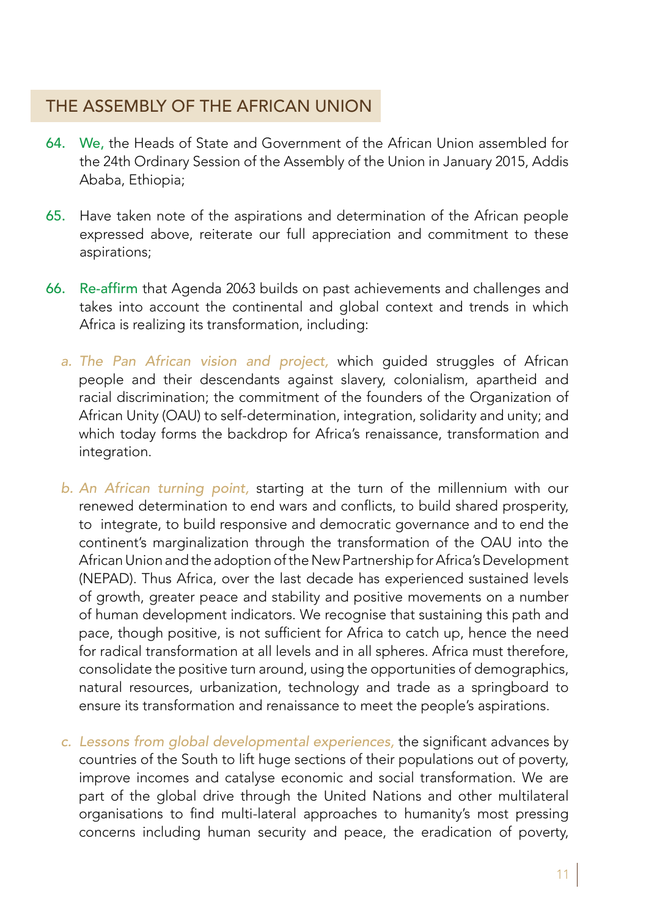## THE ASSEMBLY OF THE AFRICAN UNION

64. **We,** the Heads of State and Government of the African Union assembled for the 24th Ordinary Session of the Assembly of the Union in January 2015, Addis Ababa, Ethiopia;

65. Have taken note of the aspirations and determination of the African people expressed above, reiterate our full appreciation and commitment to these aspirations;

66. **Re-affirm** that Agenda 2063 builds on past achievements and challenges and takes into account the continental and global context and trends in which Africa is realizing its transformation, including:

   a. *The Pan African vision and project,* which guided struggles of African people and their descendants against slavery, colonialism, apartheid and racial discrimination; the commitment of the founders of the Organization of African Unity (OAU) to self-determination, integration, solidarity and unity; and which today forms the backdrop for Africa's renaissance, transformation and integration.

   b. *An African turning point,* starting at the turn of the millennium with our renewed determination to end wars and conflicts, to build shared prosperity, to integrate, to build responsive and democratic governance and to end the continent's marginalization through the transformation of the OAU into the African Union and the adoption of the New Partnership for Africa's Development (NEPAD). Thus Africa, over the last decade has experienced sustained levels of growth, greater peace and stability and positive movements on a number of human development indicators. We recognise that sustaining this path and pace, though positive, is not sufficient for Africa to catch up, hence the need for radical transformation at all levels and in all spheres. Africa must therefore, consolidate the positive turn around, using the opportunities of demographics, natural resources, urbanization, technology and trade as a springboard to ensure its transformation and renaissance to meet the people's aspirations.

   c. *Lessons from global developmental experiences,* the significant advances by countries of the South to lift huge sections of their populations out of poverty, improve incomes and catalyse economic and social transformation. We are part of the global drive through the United Nations and other multilateral organisations to find multi-lateral approaches to humanity's most pressing concerns including human security and peace, the eradication of poverty,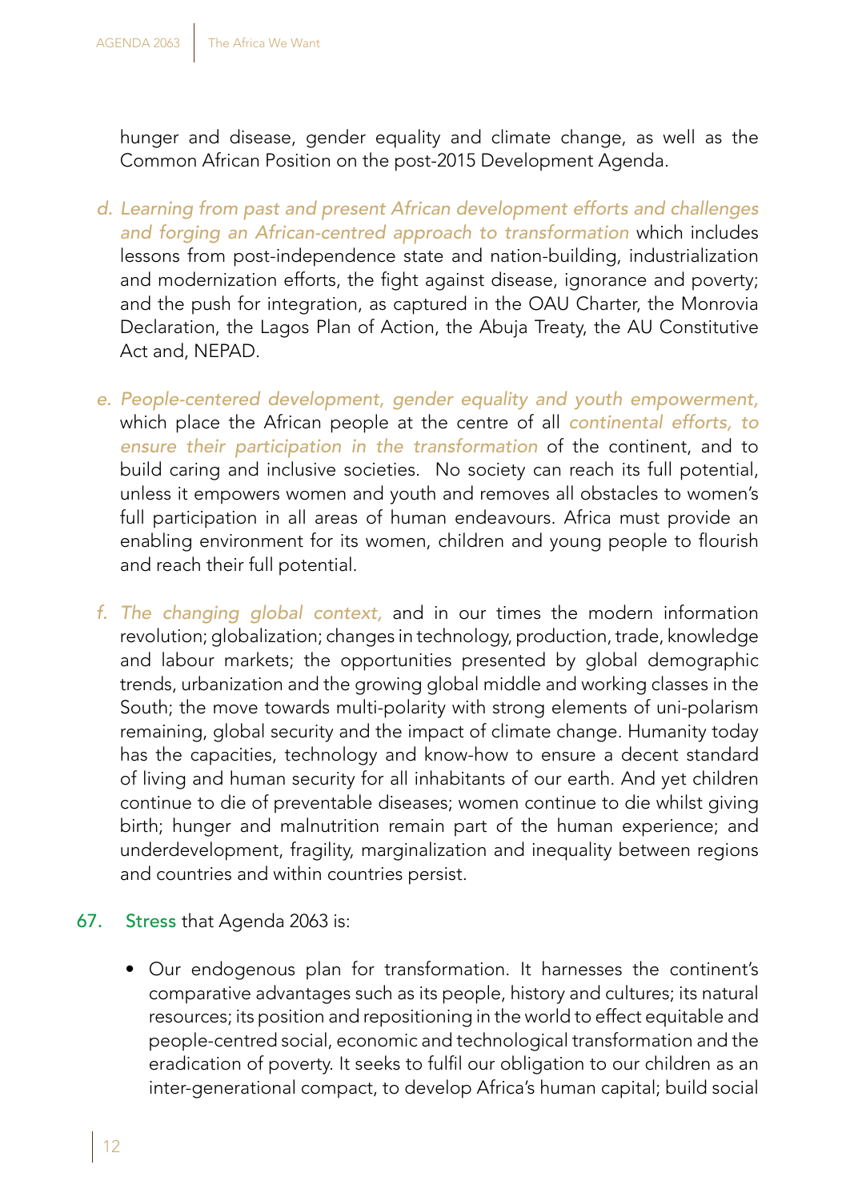hunger and disease, gender equality and climate change, as well as the Common African Position on the post-2015 Development Agenda.

d. *Learning from past and present African development efforts and challenges and forging an African-centred approach to transformation* which includes lessons from post-independence state and nation-building, industrialization and modernization efforts, the fight against disease, ignorance and poverty; and the push for integration, as captured in the OAU Charter, the Monrovia Declaration, the Lagos Plan of Action, the Abuja Treaty, the AU Constitutive Act and, NEPAD.

e. *People-centered development, gender equality and youth empowerment,* which place the African people at the centre of all *continental efforts, to ensure their participation in the transformation* of the continent, and to build caring and inclusive societies. No society can reach its full potential, unless it empowers women and youth and removes all obstacles to women's full participation in all areas of human endeavours. Africa must provide an enabling environment for its women, children and young people to flourish and reach their full potential.

f. *The changing global context,* and in our times the modern information revolution; globalization; changes in technology, production, trade, knowledge and labour markets; the opportunities presented by global demographic trends, urbanization and the growing global middle and working classes in the South; the move towards multi-polarity with strong elements of uni-polarism remaining, global security and the impact of climate change. Humanity today has the capacities, technology and know-how to ensure a decent standard of living and human security for all inhabitants of our earth. And yet children continue to die of preventable diseases; women continue to die whilst giving birth; hunger and malnutrition remain part of the human experience; and underdevelopment, fragility, marginalization and inequality between regions and countries and within countries persist.

67. Stress that Agenda 2063 is:

- Our endogenous plan for transformation. It harnesses the continent's comparative advantages such as its people, history and cultures; its natural resources; its position and repositioning in the world to effect equitable and people-centred social, economic and technological transformation and the eradication of poverty. It seeks to fulfil our obligation to our children as an inter-generational compact, to develop Africa's human capital; build social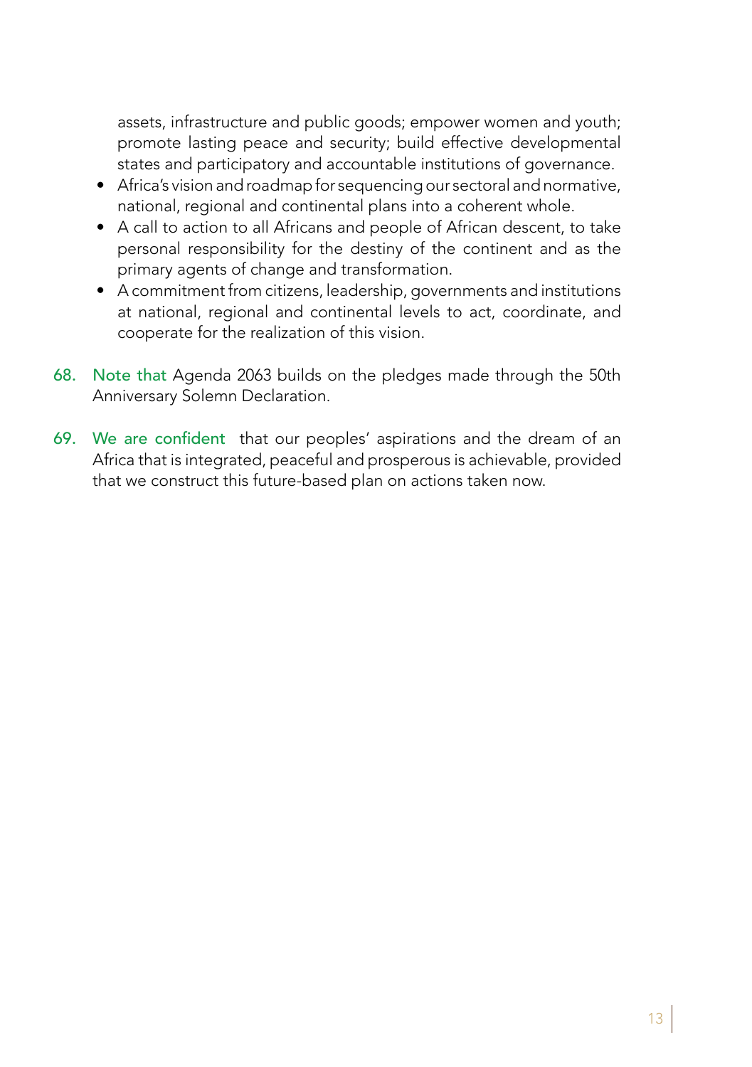assets, infrastructure and public goods; empower women and youth; promote lasting peace and security; build effective developmental states and participatory and accountable institutions of governance.

- Africa's vision and roadmap for sequencing our sectoral and normative, national, regional and continental plans into a coherent whole.
- A call to action to all Africans and people of African descent, to take personal responsibility for the destiny of the continent and as the primary agents of change and transformation.
- A commitment from citizens, leadership, governments and institutions at national, regional and continental levels to act, coordinate, and cooperate for the realization of this vision.

68. Note that Agenda 2063 builds on the pledges made through the 50th Anniversary Solemn Declaration.

69. We are confident that our peoples' aspirations and the dream of an Africa that is integrated, peaceful and prosperous is achievable, provided that we construct this future-based plan on actions taken now.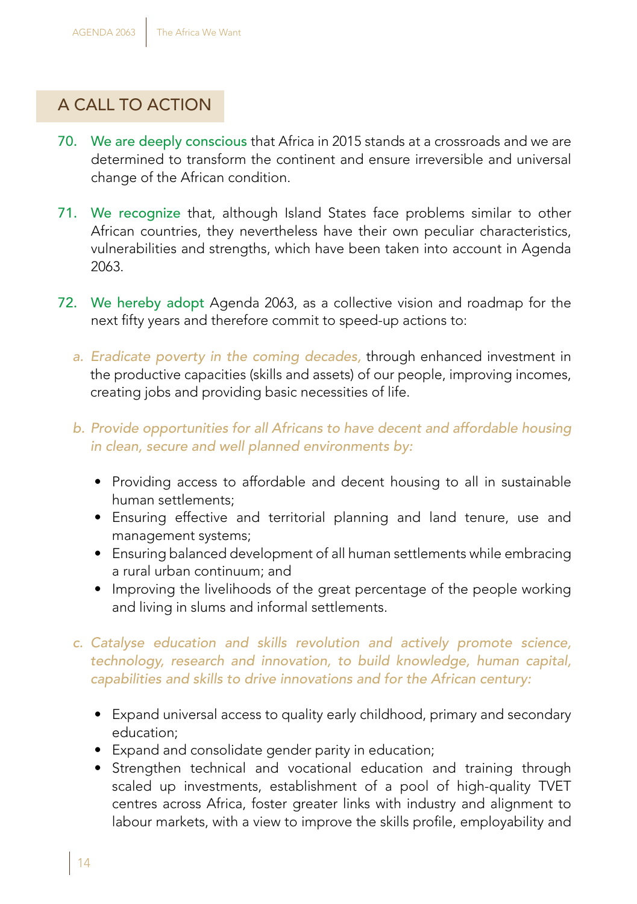## A CALL TO ACTION

70. We are deeply conscious that Africa in 2015 stands at a crossroads and we are determined to transform the continent and ensure irreversible and universal change of the African condition.

71. We recognize that, although Island States face problems similar to other African countries, they nevertheless have their own peculiar characteristics, vulnerabilities and strengths, which have been taken into account in Agenda 2063.

72. We hereby adopt Agenda 2063, as a collective vision and roadmap for the next fifty years and therefore commit to speed-up actions to:

   a. *Eradicate poverty in the coming decades,* through enhanced investment in the productive capacities (skills and assets) of our people, improving incomes, creating jobs and providing basic necessities of life.

   b. *Provide opportunities for all Africans to have decent and affordable housing in clean, secure and well planned environments by:*

      - Providing access to affordable and decent housing to all in sustainable human settlements;
      - Ensuring effective and territorial planning and land tenure, use and management systems;
      - Ensuring balanced development of all human settlements while embracing a rural urban continuum; and
      - Improving the livelihoods of the great percentage of the people working and living in slums and informal settlements.

   c. *Catalyse education and skills revolution and actively promote science, technology, research and innovation, to build knowledge, human capital, capabilities and skills to drive innovations and for the African century:*

      - Expand universal access to quality early childhood, primary and secondary education;
      - Expand and consolidate gender parity in education;
      - Strengthen technical and vocational education and training through scaled up investments, establishment of a pool of high-quality TVET centres across Africa, foster greater links with industry and alignment to labour markets, with a view to improve the skills profile, employability and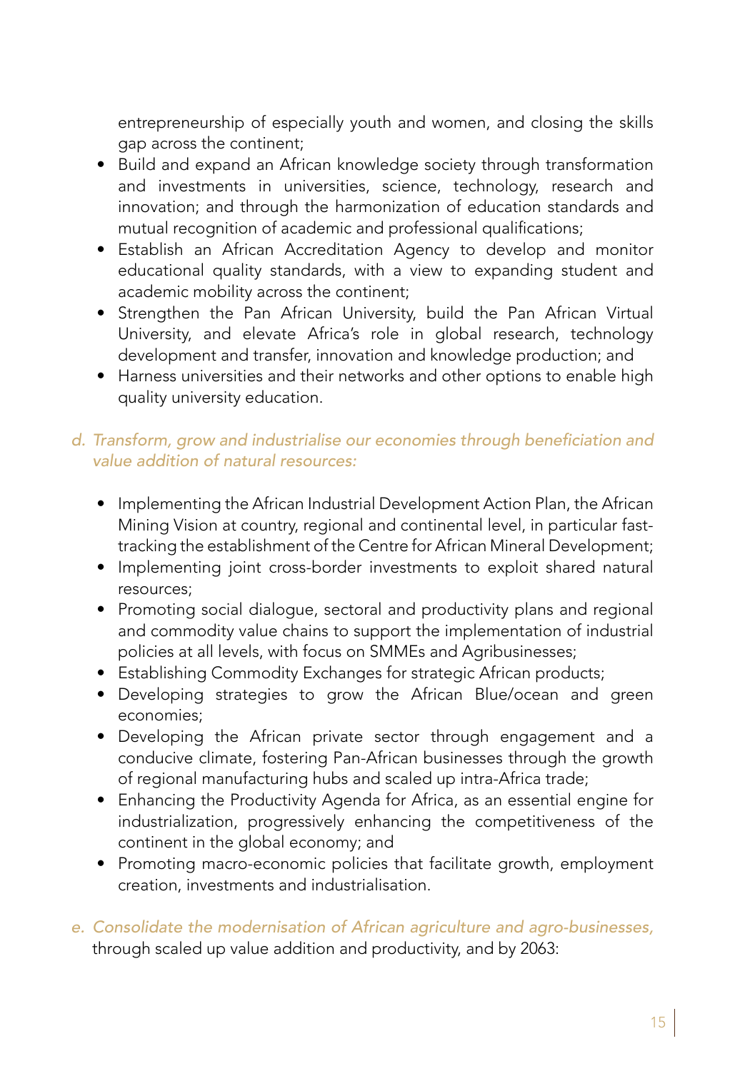entrepreneurship of especially youth and women, and closing the skills gap across the continent;

- Build and expand an African knowledge society through transformation and investments in universities, science, technology, research and innovation; and through the harmonization of education standards and mutual recognition of academic and professional qualifications;
- Establish an African Accreditation Agency to develop and monitor educational quality standards, with a view to expanding student and academic mobility across the continent;
- Strengthen the Pan African University, build the Pan African Virtual University, and elevate Africa's role in global research, technology development and transfer, innovation and knowledge production; and
- Harness universities and their networks and other options to enable high quality university education.

d. *Transform, grow and industrialise our economies through beneficiation and value addition of natural resources:*

- Implementing the African Industrial Development Action Plan, the African Mining Vision at country, regional and continental level, in particular fast-tracking the establishment of the Centre for African Mineral Development;
- Implementing joint cross-border investments to exploit shared natural resources;
- Promoting social dialogue, sectoral and productivity plans and regional and commodity value chains to support the implementation of industrial policies at all levels, with focus on SMMEs and Agribusinesses;
- Establishing Commodity Exchanges for strategic African products;
- Developing strategies to grow the African Blue/ocean and green economies;
- Developing the African private sector through engagement and a conducive climate, fostering Pan-African businesses through the growth of regional manufacturing hubs and scaled up intra-Africa trade;
- Enhancing the Productivity Agenda for Africa, as an essential engine for industrialization, progressively enhancing the competitiveness of the continent in the global economy; and
- Promoting macro-economic policies that facilitate growth, employment creation, investments and industrialisation.

e. *Consolidate the modernisation of African agriculture and agro-businesses,* through scaled up value addition and productivity, and by 2063: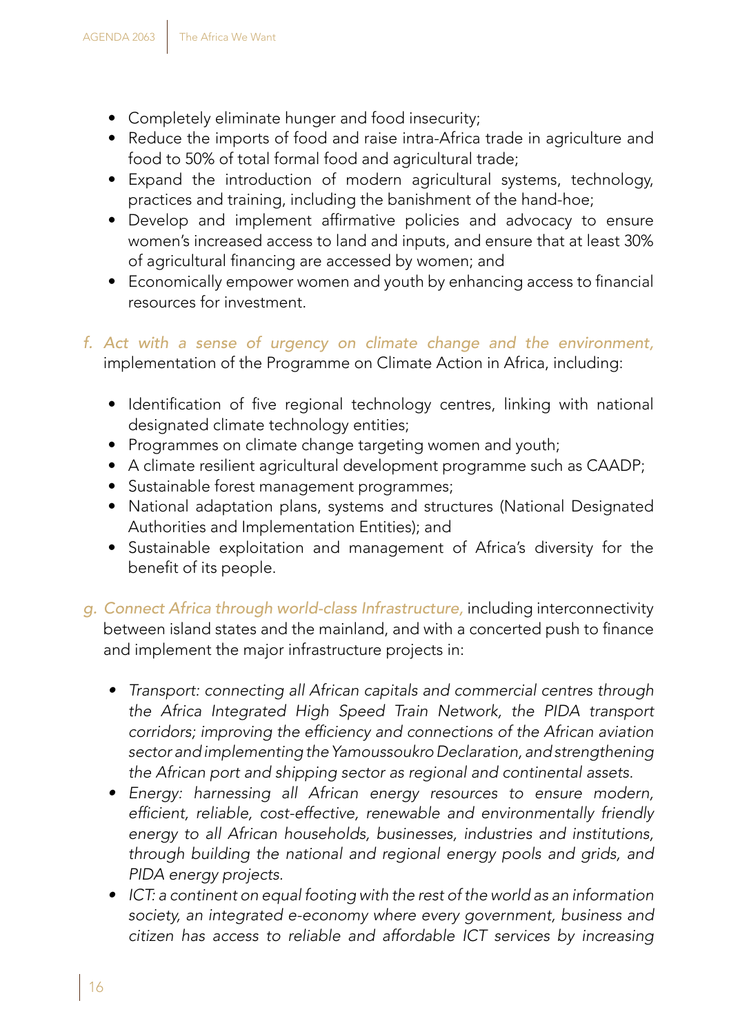- Completely eliminate hunger and food insecurity;
- Reduce the imports of food and raise intra-Africa trade in agriculture and food to 50% of total formal food and agricultural trade;
- Expand the introduction of modern agricultural systems, technology, practices and training, including the banishment of the hand-hoe;
- Develop and implement affirmative policies and advocacy to ensure women's increased access to land and inputs, and ensure that at least 30% of agricultural financing are accessed by women; and
- Economically empower women and youth by enhancing access to financial resources for investment.

f. *Act with a sense of urgency on climate change and the environment,* implementation of the Programme on Climate Action in Africa, including:

   - Identification of five regional technology centres, linking with national designated climate technology entities;
   - Programmes on climate change targeting women and youth;
   - A climate resilient agricultural development programme such as CAADP;
   - Sustainable forest management programmes;
   - National adaptation plans, systems and structures (National Designated Authorities and Implementation Entities); and
   - Sustainable exploitation and management of Africa's diversity for the benefit of its people.

g. *Connect Africa through world-class Infrastructure,* including interconnectivity between island states and the mainland, and with a concerted push to finance and implement the major infrastructure projects in:

   - *Transport: connecting all African capitals and commercial centres through the Africa Integrated High Speed Train Network, the PIDA transport corridors; improving the efficiency and connections of the African aviation sector and implementing the Yamoussoukro Declaration, and strengthening the African port and shipping sector as regional and continental assets.*
   - *Energy: harnessing all African energy resources to ensure modern, efficient, reliable, cost-effective, renewable and environmentally friendly energy to all African households, businesses, industries and institutions, through building the national and regional energy pools and grids, and PIDA energy projects.*
   - *ICT: a continent on equal footing with the rest of the world as an information society, an integrated e-economy where every government, business and citizen has access to reliable and affordable ICT services by increasing*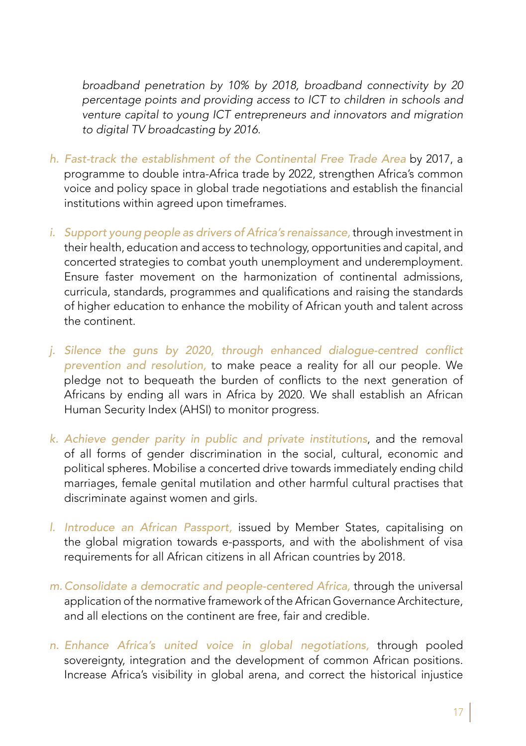*broadband penetration by 10% by 2018, broadband connectivity by 20 percentage points and providing access to ICT to children in schools and venture capital to young ICT entrepreneurs and innovators and migration to digital TV broadcasting by 2016.*

h. *Fast-track the establishment of the Continental Free Trade Area* by 2017, a programme to double intra-Africa trade by 2022, strengthen Africa's common voice and policy space in global trade negotiations and establish the financial institutions within agreed upon timeframes.

i. *Support young people as drivers of Africa's renaissance,* through investment in their health, education and access to technology, opportunities and capital, and concerted strategies to combat youth unemployment and underemployment. Ensure faster movement on the harmonization of continental admissions, curricula, standards, programmes and qualifications and raising the standards of higher education to enhance the mobility of African youth and talent across the continent.

j. *Silence the guns by 2020, through enhanced dialogue-centred conflict prevention and resolution,* to make peace a reality for all our people. We pledge not to bequeath the burden of conflicts to the next generation of Africans by ending all wars in Africa by 2020. We shall establish an African Human Security Index (AHSI) to monitor progress.

k. *Achieve gender parity in public and private institutions*, and the removal of all forms of gender discrimination in the social, cultural, economic and political spheres. Mobilise a concerted drive towards immediately ending child marriages, female genital mutilation and other harmful cultural practises that discriminate against women and girls.

l. *Introduce an African Passport,* issued by Member States, capitalising on the global migration towards e-passports, and with the abolishment of visa requirements for all African citizens in all African countries by 2018.

m. *Consolidate a democratic and people-centered Africa,* through the universal application of the normative framework of the African Governance Architecture, and all elections on the continent are free, fair and credible.

n. *Enhance Africa's united voice in global negotiations,* through pooled sovereignty, integration and the development of common African positions. Increase Africa's visibility in global arena, and correct the historical injustice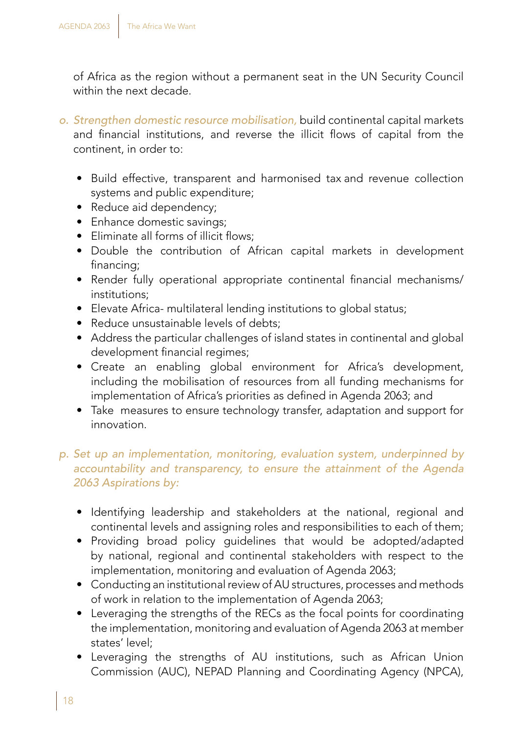of Africa as the region without a permanent seat in the UN Security Council within the next decade.

o. *Strengthen domestic resource mobilisation,* build continental capital markets and financial institutions, and reverse the illicit flows of capital from the continent, in order to:

    - Build effective, transparent and harmonised tax and revenue collection systems and public expenditure;
    - Reduce aid dependency;
    - Enhance domestic savings;
    - Eliminate all forms of illicit flows;
    - Double the contribution of African capital markets in development financing;
    - Render fully operational appropriate continental financial mechanisms/ institutions;
    - Elevate Africa- multilateral lending institutions to global status;
    - Reduce unsustainable levels of debts;
    - Address the particular challenges of island states in continental and global development financial regimes;
    - Create an enabling global environment for Africa's development, including the mobilisation of resources from all funding mechanisms for implementation of Africa's priorities as defined in Agenda 2063; and
    - Take measures to ensure technology transfer, adaptation and support for innovation.

p. *Set up an implementation, monitoring, evaluation system, underpinned by accountability and transparency, to ensure the attainment of the Agenda 2063 Aspirations by:*

    - Identifying leadership and stakeholders at the national, regional and continental levels and assigning roles and responsibilities to each of them;
    - Providing broad policy guidelines that would be adopted/adapted by national, regional and continental stakeholders with respect to the implementation, monitoring and evaluation of Agenda 2063;
    - Conducting an institutional review of AU structures, processes and methods of work in relation to the implementation of Agenda 2063;
    - Leveraging the strengths of the RECs as the focal points for coordinating the implementation, monitoring and evaluation of Agenda 2063 at member states' level;
    - Leveraging the strengths of AU institutions, such as African Union Commission (AUC), NEPAD Planning and Coordinating Agency (NPCA),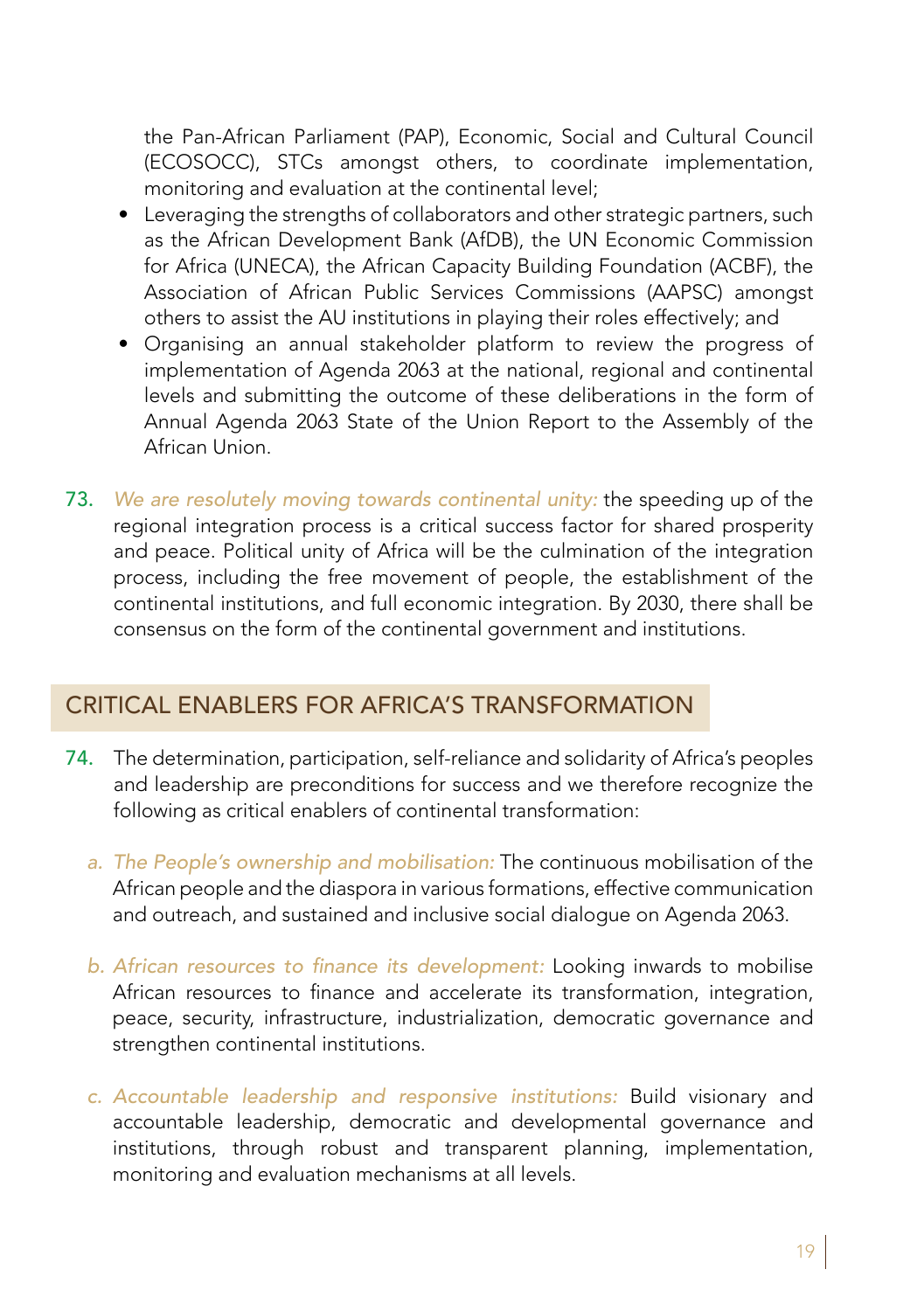the Pan-African Parliament (PAP), Economic, Social and Cultural Council (ECOSOCC), STCs amongst others, to coordinate implementation, monitoring and evaluation at the continental level;

- Leveraging the strengths of collaborators and other strategic partners, such as the African Development Bank (AfDB), the UN Economic Commission for Africa (UNECA), the African Capacity Building Foundation (ACBF), the Association of African Public Services Commissions (AAPSC) amongst others to assist the AU institutions in playing their roles effectively; and
- Organising an annual stakeholder platform to review the progress of implementation of Agenda 2063 at the national, regional and continental levels and submitting the outcome of these deliberations in the form of Annual Agenda 2063 State of the Union Report to the Assembly of the African Union.

73. *We are resolutely moving towards continental unity:* the speeding up of the regional integration process is a critical success factor for shared prosperity and peace. Political unity of Africa will be the culmination of the integration process, including the free movement of people, the establishment of the continental institutions, and full economic integration. By 2030, there shall be consensus on the form of the continental government and institutions.

## CRITICAL ENABLERS FOR AFRICA'S TRANSFORMATION

74. The determination, participation, self-reliance and solidarity of Africa's peoples and leadership are preconditions for success and we therefore recognize the following as critical enablers of continental transformation:

    a. *The People's ownership and mobilisation:* The continuous mobilisation of the African people and the diaspora in various formations, effective communication and outreach, and sustained and inclusive social dialogue on Agenda 2063.

    b. *African resources to finance its development:* Looking inwards to mobilise African resources to finance and accelerate its transformation, integration, peace, security, infrastructure, industrialization, democratic governance and strengthen continental institutions.

    c. *Accountable leadership and responsive institutions:* Build visionary and accountable leadership, democratic and developmental governance and institutions, through robust and transparent planning, implementation, monitoring and evaluation mechanisms at all levels.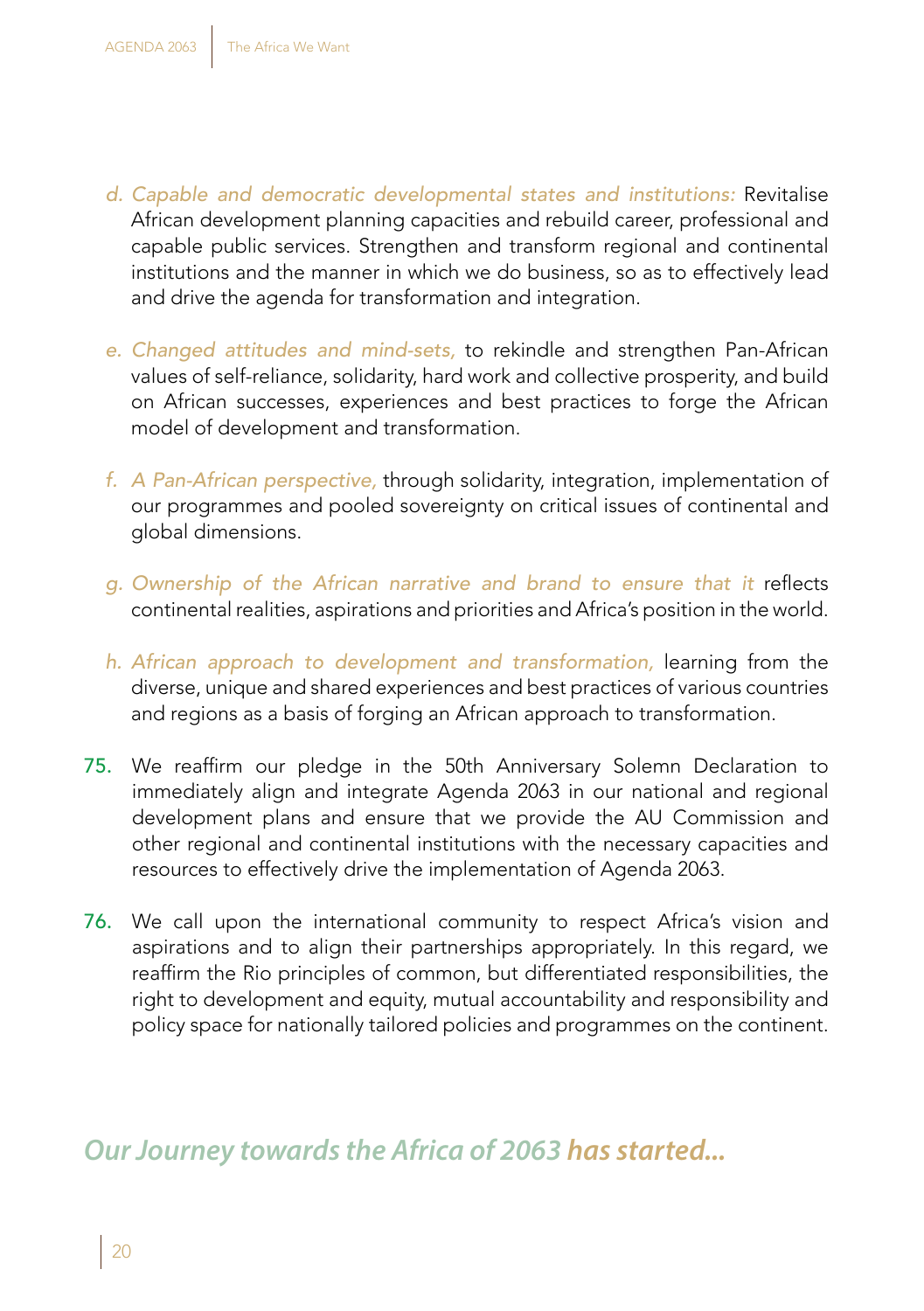d. *Capable and democratic developmental states and institutions:* Revitalise African development planning capacities and rebuild career, professional and capable public services. Strengthen and transform regional and continental institutions and the manner in which we do business, so as to effectively lead and drive the agenda for transformation and integration.

e. *Changed attitudes and mind-sets,* to rekindle and strengthen Pan-African values of self-reliance, solidarity, hard work and collective prosperity, and build on African successes, experiences and best practices to forge the African model of development and transformation.

f. *A Pan-African perspective,* through solidarity, integration, implementation of our programmes and pooled sovereignty on critical issues of continental and global dimensions.

g. *Ownership of the African narrative and brand to ensure that it* reflects continental realities, aspirations and priorities and Africa's position in the world.

h. *African approach to development and transformation,* learning from the diverse, unique and shared experiences and best practices of various countries and regions as a basis of forging an African approach to transformation.

75. We reaffirm our pledge in the 50th Anniversary Solemn Declaration to immediately align and integrate Agenda 2063 in our national and regional development plans and ensure that we provide the AU Commission and other regional and continental institutions with the necessary capacities and resources to effectively drive the implementation of Agenda 2063.

76. We call upon the international community to respect Africa's vision and aspirations and to align their partnerships appropriately. In this regard, we reaffirm the Rio principles of common, but differentiated responsibilities, the right to development and equity, mutual accountability and responsibility and policy space for nationally tailored policies and programmes on the continent.

***Our Journey towards the Africa of 2063 has started...***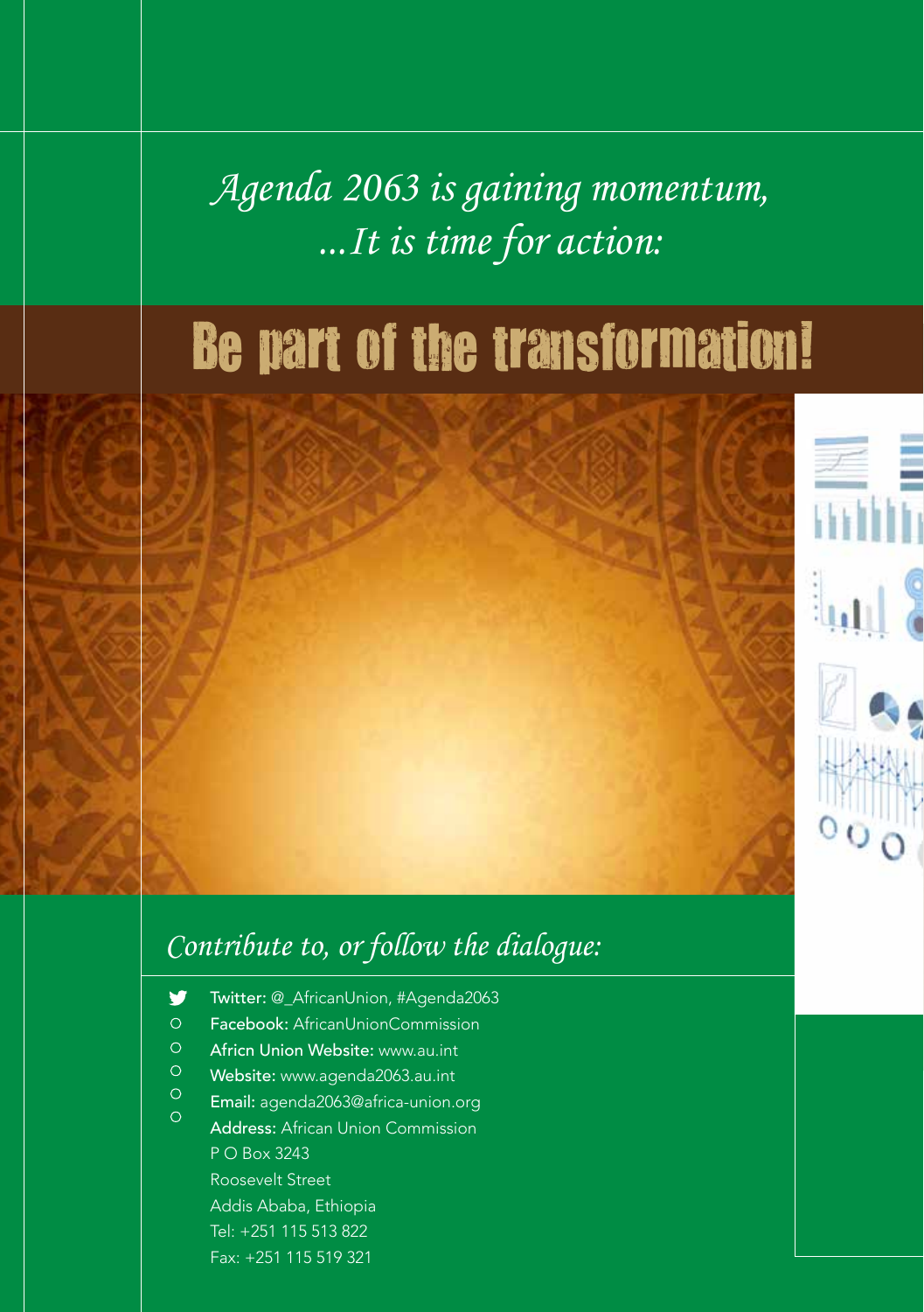*Agenda 2063 is gaining momentum,*
*...It is time for action:*

# Be part of the transformation!

## *Contribute to, or follow the dialogue:*

- **Twitter:** @_AfricanUnion, #Agenda2063
- **Facebook:** AfricanUnionCommission
- **Africn Union Website:** www.au.int
- **Website:** www.agenda2063.au.int
- **Email:** agenda2063@africa-union.org
- **Address:** African Union Commission
  P O Box 3243
  Roosevelt Street
  Addis Ababa, Ethiopia
  Tel: +251 115 513 822
  Fax: +251 115 519 321